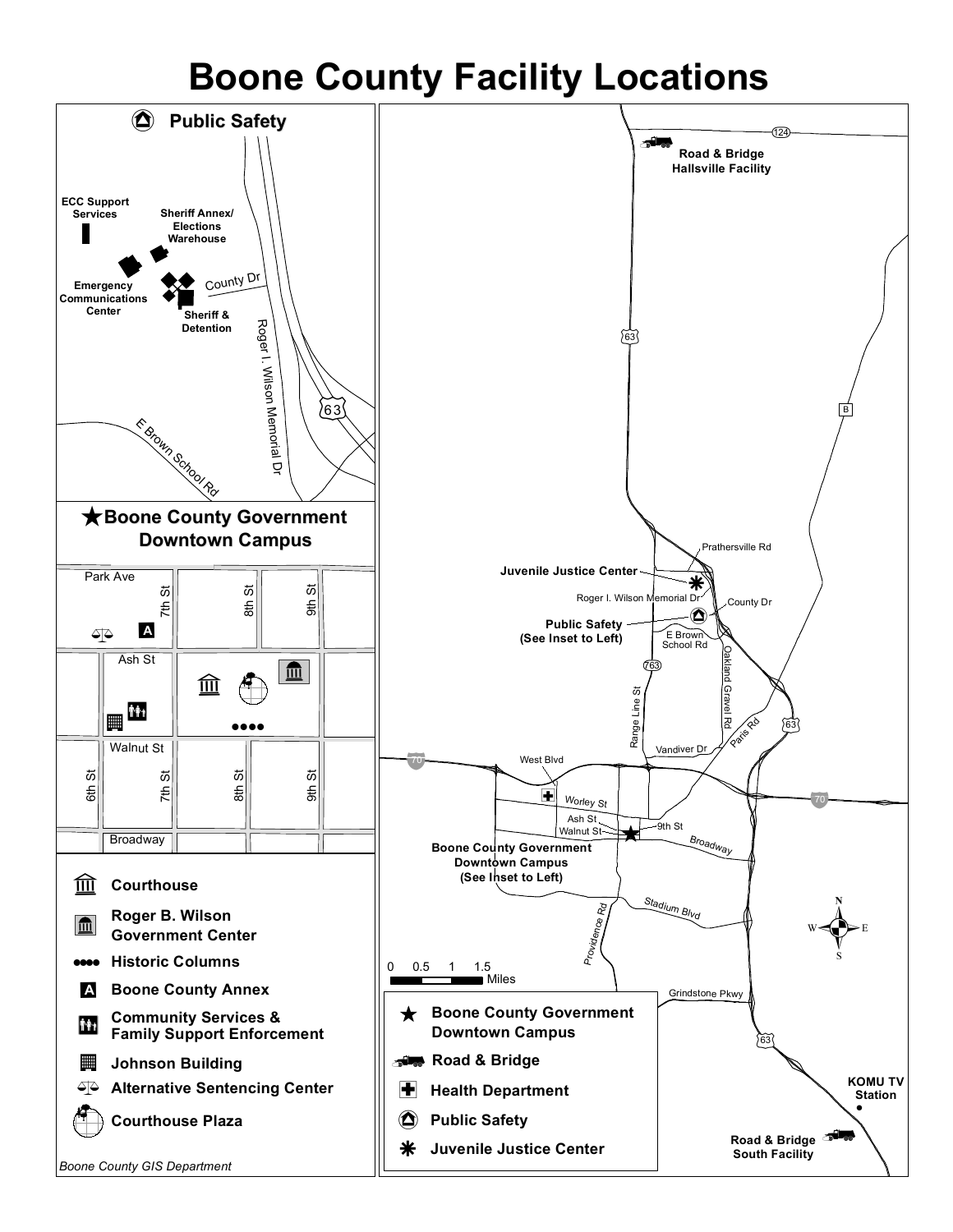# Boone County Facility Locations

## Public Safety

ECC Support Services

Sheriff Annex/ Elections Warehouse

Emergency Communications Center

Sheriff & Detention

County Dr

Roger I. Wilson Memorial Dr

63

E Brown School Rd

## ★ Boone County Government Downtown Campus

Park Ave

Ash St

Walnut St

Broadway

6th St

7th St

8th St

9th St

- Courthouse
- Roger B. Wilson Government Center
- Historic Columns
- Boone County Annex
- Community Services & Family Support Enforcement
- Johnson Building
- Alternative Sentencing Center
- Courthouse Plaza

*Boone County GIS Department*

---

124

Road & Bridge Hallsville Facility

63

B

Prathersville Rd

Juvenile Justice Center

Roger I. Wilson Memorial Dr

County Dr

Public Safety (See Inset to Left)

E Brown School Rd

763

Range Line St

Oakland Gravel Rd

Paris Rd

63

Vandiver Dr

70

West Blvd

Worley St

Ash St

Walnut St

9th St

Broadway

70

Boone County Government Downtown Campus (See Inset to Left)

Stadium Blvd

Providence Rd

0 0.5 1 1.5 Miles

Grindstone Pkwy

63

N W E S

KOMU TV Station

Road & Bridge South Facility

- ★ Boone County Government Downtown Campus
- Road & Bridge
- Health Department
- Public Safety
- Juvenile Justice Center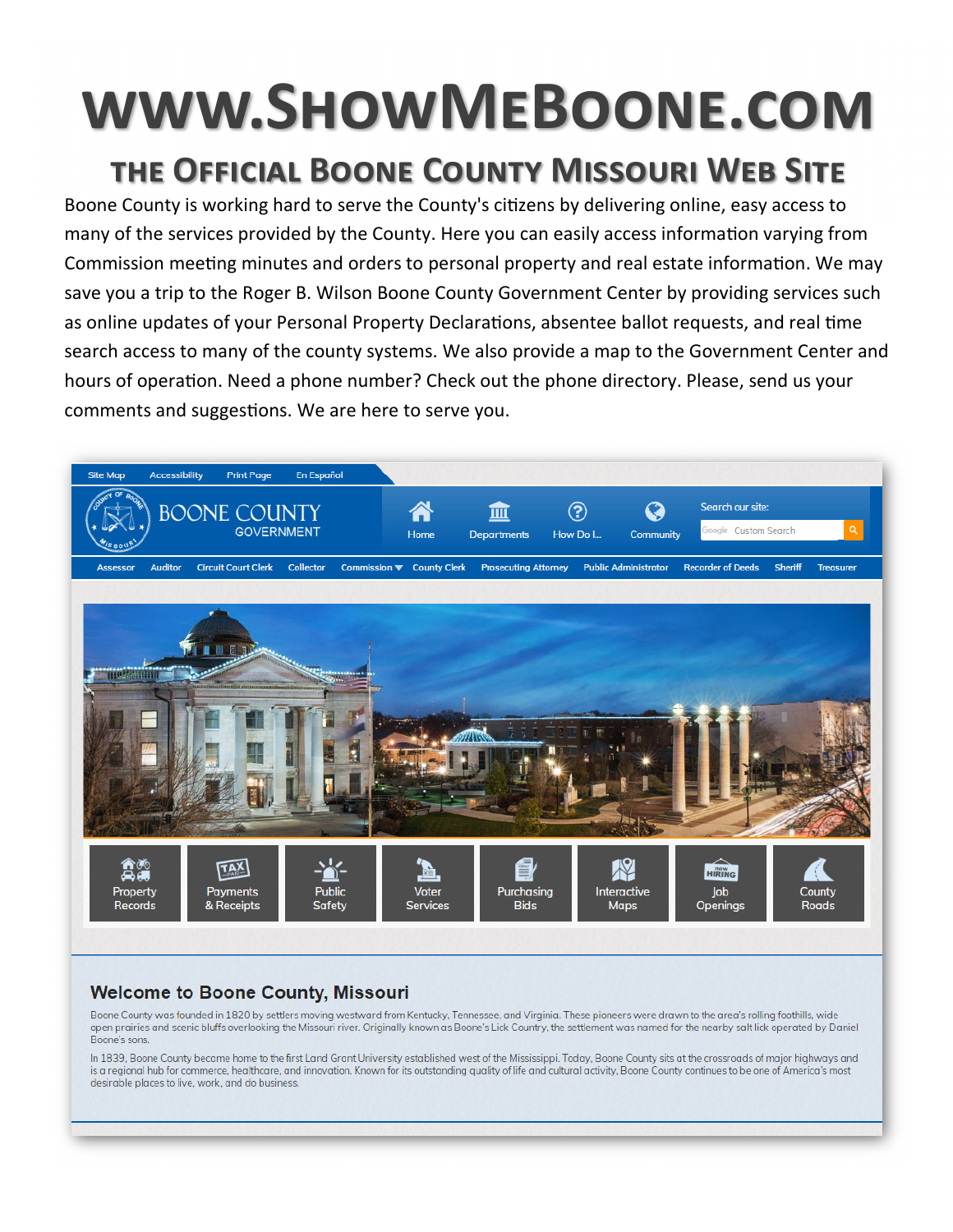# www.ShowMeBoone.com

## The Official Boone County Missouri Web Site

Boone County is working hard to serve the County's citizens by delivering online, easy access to many of the services provided by the County. Here you can easily access information varying from Commission meeting minutes and orders to personal property and real estate information. We may save you a trip to the Roger B. Wilson Boone County Government Center by providing services such as online updates of your Personal Property Declarations, absentee ballot requests, and real time search access to many of the county systems. We also provide a map to the Government Center and hours of operation. Need a phone number? Check out the phone directory. Please, send us your comments and suggestions. We are here to serve you.

Site Map Accessibility Print Page En Español

BOONE COUNTY GOVERNMENT

Home Departments How Do I... Community

Search our site:

Assessor Auditor Circuit Court Clerk Collector Commission County Clerk Prosecuting Attorney Public Administrator Recorder of Deeds Sheriff Treasurer

Property Records | Payments & Receipts | Public Safety | Voter Services | Purchasing Bids | Interactive Maps | Job Openings | County Roads

### Welcome to Boone County, Missouri

Boone County was founded in 1820 by settlers moving westward from Kentucky, Tennessee, and Virginia. These pioneers were drawn to the area's rolling foothills, wide open prairies and scenic bluffs overlooking the Missouri river. Originally known as Boone's Lick Country, the settlement was named for the nearby salt lick operated by Daniel Boone's sons.

In 1839, Boone County became home to the first Land Grant University established west of the Mississippi. Today, Boone County sits at the crossroads of major highways and is a regional hub for commerce, healthcare, and innovation. Known for its outstanding quality of life and cultural activity, Boone County continues to be one of America's most desirable places to live, work, and do business.